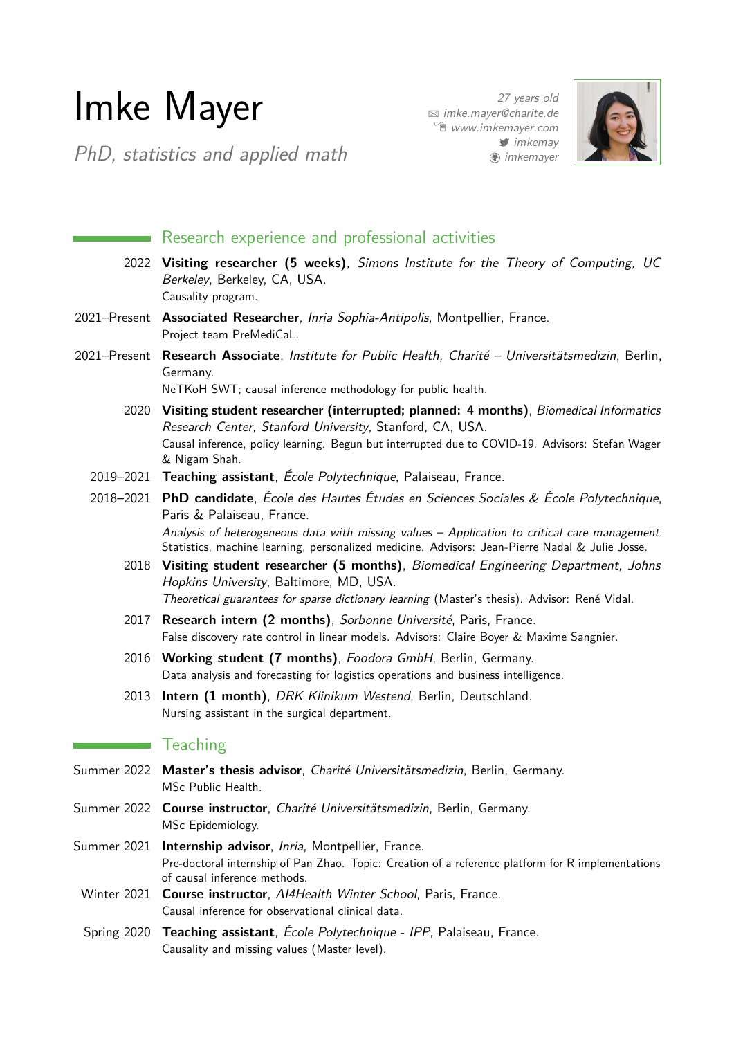# Imke Mayer

*PhD, statistics and applied math*

*27 years old*
*imke.mayer@charite.de*
*www.imkemayer.com*
*imkemay*
*imkemayer*

## Research experience and professional activities

2022 **Visiting researcher (5 weeks)**, *Simons Institute for the Theory of Computing, UC Berkeley*, Berkeley, CA, USA.
Causality program.

2021–Present **Associated Researcher**, *Inria Sophia-Antipolis*, Montpellier, France.
Project team PreMediCaL.

2021–Present **Research Associate**, *Institute for Public Health, Charité – Universitätsmedizin*, Berlin, Germany.
NeTKoH SWT; causal inference methodology for public health.

2020 **Visiting student researcher (interrupted; planned: 4 months)**, *Biomedical Informatics Research Center, Stanford University*, Stanford, CA, USA.
Causal inference, policy learning. Begun but interrupted due to COVID-19. Advisors: Stefan Wager & Nigam Shah.

2019–2021 **Teaching assistant**, *École Polytechnique*, Palaiseau, France.

2018–2021 **PhD candidate**, *École des Hautes Études en Sciences Sociales & École Polytechnique*, Paris & Palaiseau, France.
*Analysis of heterogeneous data with missing values – Application to critical care management.* Statistics, machine learning, personalized medicine. Advisors: Jean-Pierre Nadal & Julie Josse.

2018 **Visiting student researcher (5 months)**, *Biomedical Engineering Department, Johns Hopkins University*, Baltimore, MD, USA.
*Theoretical guarantees for sparse dictionary learning* (Master's thesis). Advisor: René Vidal.

2017 **Research intern (2 months)**, *Sorbonne Université*, Paris, France.
False discovery rate control in linear models. Advisors: Claire Boyer & Maxime Sangnier.

2016 **Working student (7 months)**, *Foodora GmbH*, Berlin, Germany.
Data analysis and forecasting for logistics operations and business intelligence.

2013 **Intern (1 month)**, *DRK Klinikum Westend*, Berlin, Deutschland.
Nursing assistant in the surgical department.

## Teaching

Summer 2022 **Master's thesis advisor**, *Charité Universitätsmedizin*, Berlin, Germany.
MSc Public Health.

Summer 2022 **Course instructor**, *Charité Universitätsmedizin*, Berlin, Germany.
MSc Epidemiology.

Summer 2021 **Internship advisor**, *Inria*, Montpellier, France.
Pre-doctoral internship of Pan Zhao. Topic: Creation of a reference platform for R implementations of causal inference methods.

Winter 2021 **Course instructor**, *AI4Health Winter School*, Paris, France.
Causal inference for observational clinical data.

Spring 2020 **Teaching assistant**, *École Polytechnique - IPP*, Palaiseau, France.
Causality and missing values (Master level).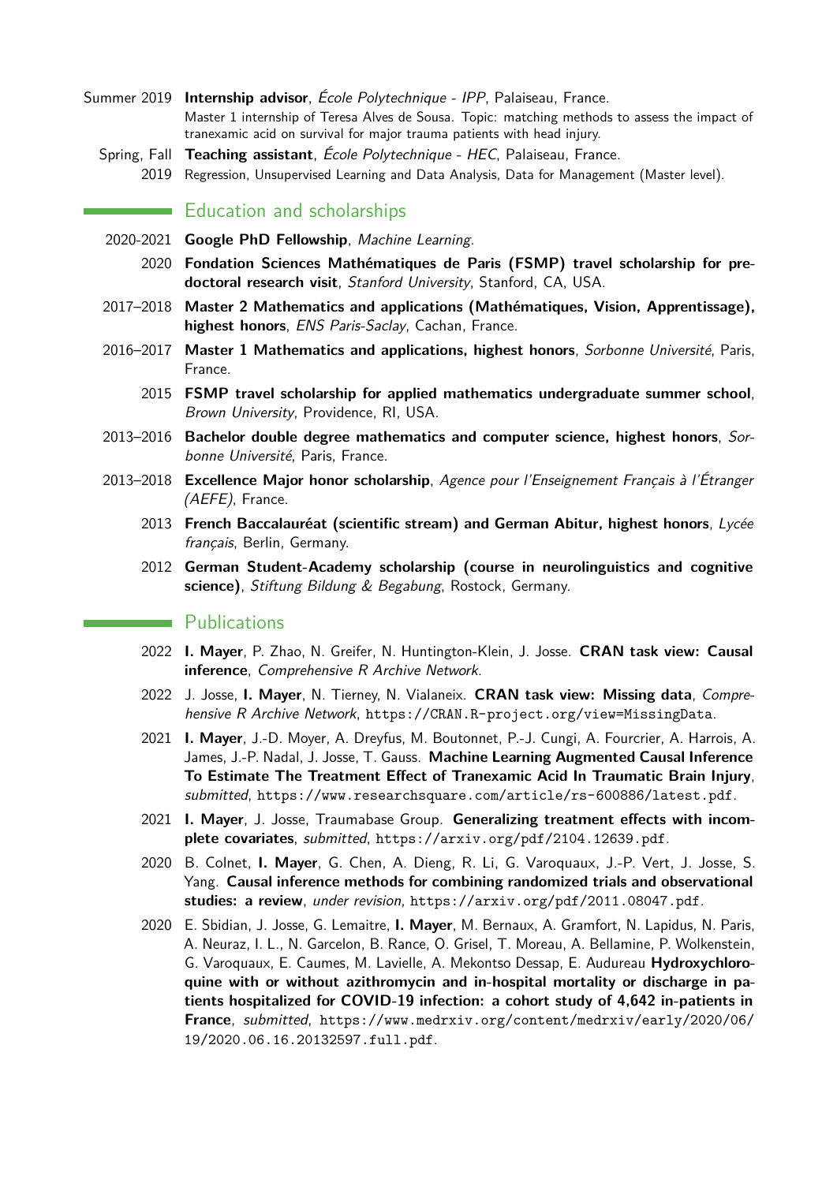Summer 2019 **Internship advisor**, *École Polytechnique - IPP*, Palaiseau, France.
Master 1 internship of Teresa Alves de Sousa. Topic: matching methods to assess the impact of tranexamic acid on survival for major trauma patients with head injury.

Spring, Fall 2019 **Teaching assistant**, *École Polytechnique - HEC*, Palaiseau, France.
Regression, Unsupervised Learning and Data Analysis, Data for Management (Master level).

## Education and scholarships

2020-2021 **Google PhD Fellowship**, *Machine Learning*.

2020 **Fondation Sciences Mathématiques de Paris (FSMP) travel scholarship for predoctoral research visit**, *Stanford University*, Stanford, CA, USA.

2017–2018 **Master 2 Mathematics and applications (Mathématiques, Vision, Apprentissage), highest honors**, *ENS Paris-Saclay*, Cachan, France.

2016–2017 **Master 1 Mathematics and applications, highest honors**, *Sorbonne Université*, Paris, France.

2015 **FSMP travel scholarship for applied mathematics undergraduate summer school**, *Brown University*, Providence, RI, USA.

2013–2016 **Bachelor double degree mathematics and computer science, highest honors**, *Sorbonne Université*, Paris, France.

2013–2018 **Excellence Major honor scholarship**, *Agence pour l'Enseignement Français à l'Étranger (AEFE)*, France.

2013 **French Baccalauréat (scientific stream) and German Abitur, highest honors**, *Lycée français*, Berlin, Germany.

2012 **German Student-Academy scholarship (course in neurolinguistics and cognitive science)**, *Stiftung Bildung & Begabung*, Rostock, Germany.

## Publications

2022 **I. Mayer**, P. Zhao, N. Greifer, N. Huntington-Klein, J. Josse. **CRAN task view: Causal inference**, *Comprehensive R Archive Network*.

2022 J. Josse, **I. Mayer**, N. Tierney, N. Vialaneix. **CRAN task view: Missing data**, *Comprehensive R Archive Network*, https://CRAN.R-project.org/view=MissingData.

2021 **I. Mayer**, J.-D. Moyer, A. Dreyfus, M. Boutonnet, P.-J. Cungi, A. Fourcrier, A. Harrois, A. James, J.-P. Nadal, J. Josse, T. Gauss. **Machine Learning Augmented Causal Inference To Estimate The Treatment Effect of Tranexamic Acid In Traumatic Brain Injury**, *submitted*, https://www.researchsquare.com/article/rs-600886/latest.pdf.

2021 **I. Mayer**, J. Josse, Traumabase Group. **Generalizing treatment effects with incomplete covariates**, *submitted*, https://arxiv.org/pdf/2104.12639.pdf.

2020 B. Colnet, **I. Mayer**, G. Chen, A. Dieng, R. Li, G. Varoquaux, J.-P. Vert, J. Josse, S. Yang. **Causal inference methods for combining randomized trials and observational studies: a review**, *under revision*, https://arxiv.org/pdf/2011.08047.pdf.

2020 E. Sbidian, J. Josse, G. Lemaitre, **I. Mayer**, M. Bernaux, A. Gramfort, N. Lapidus, N. Paris, A. Neuraz, I. L., N. Garcelon, B. Rance, O. Grisel, T. Moreau, A. Bellamine, P. Wolkenstein, G. Varoquaux, E. Caumes, M. Lavielle, A. Mekontso Dessap, E. Audureau **Hydroxychloroquine with or without azithromycin and in-hospital mortality or discharge in patients hospitalized for COVID-19 infection: a cohort study of 4,642 in-patients in France**, *submitted*, https://www.medrxiv.org/content/medrxiv/early/2020/06/19/2020.06.16.20132597.full.pdf.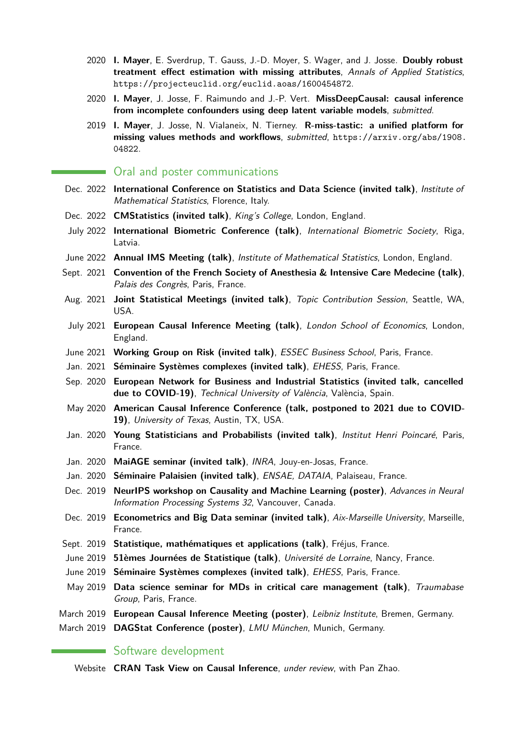2020 **I. Mayer**, E. Sverdrup, T. Gauss, J.-D. Moyer, S. Wager, and J. Josse. **Doubly robust treatment effect estimation with missing attributes**, *Annals of Applied Statistics*, https://projecteuclid.org/euclid.aoas/1600454872.

2020 **I. Mayer**, J. Josse, F. Raimundo and J.-P. Vert. **MissDeepCausal: causal inference from incomplete confounders using deep latent variable models**, *submitted*.

2019 **I. Mayer**, J. Josse, N. Vialaneix, N. Tierney. **R-miss-tastic: a unified platform for missing values methods and workflows**, *submitted*, https://arxiv.org/abs/1908.04822.

## Oral and poster communications

- Dec. 2022 **International Conference on Statistics and Data Science (invited talk)**, *Institute of Mathematical Statistics*, Florence, Italy.
- Dec. 2022 **CMStatistics (invited talk)**, *King's College*, London, England.
- July 2022 **International Biometric Conference (talk)**, *International Biometric Society*, Riga, Latvia.
- June 2022 **Annual IMS Meeting (talk)**, *Institute of Mathematical Statistics*, London, England.
- Sept. 2021 **Convention of the French Society of Anesthesia & Intensive Care Medecine (talk)**, *Palais des Congrès*, Paris, France.
- Aug. 2021 **Joint Statistical Meetings (invited talk)**, *Topic Contribution Session*, Seattle, WA, USA.
- July 2021 **European Causal Inference Meeting (talk)**, *London School of Economics*, London, England.
- June 2021 **Working Group on Risk (invited talk)**, *ESSEC Business School*, Paris, France.
- Jan. 2021 **Séminaire Systèmes complexes (invited talk)**, *EHESS*, Paris, France.
- Sep. 2020 **European Network for Business and Industrial Statistics (invited talk, cancelled due to COVID-19)**, *Technical University of València*, València, Spain.
- May 2020 **American Causal Inference Conference (talk, postponed to 2021 due to COVID-19)**, *University of Texas*, Austin, TX, USA.
- Jan. 2020 **Young Statisticians and Probabilists (invited talk)**, *Institut Henri Poincaré*, Paris, France.
- Jan. 2020 **MaiAGE seminar (invited talk)**, *INRA*, Jouy-en-Josas, France.
- Jan. 2020 **Séminaire Palaisien (invited talk)**, *ENSAE, DATAIA*, Palaiseau, France.
- Dec. 2019 **NeurIPS workshop on Causality and Machine Learning (poster)**, *Advances in Neural Information Processing Systems 32*, Vancouver, Canada.
- Dec. 2019 **Econometrics and Big Data seminar (invited talk)**, *Aix-Marseille University*, Marseille, France.
- Sept. 2019 **Statistique, mathématiques et applications (talk)**, Fréjus, France.
- June 2019 **51èmes Journées de Statistique (talk)**, *Université de Lorraine*, Nancy, France.
- June 2019 **Séminaire Systèmes complexes (invited talk)**, *EHESS*, Paris, France.
- May 2019 **Data science seminar for MDs in critical care management (talk)**, *Traumabase Group*, Paris, France.
- March 2019 **European Causal Inference Meeting (poster)**, *Leibniz Institute*, Bremen, Germany.
- March 2019 **DAGStat Conference (poster)**, *LMU München*, Munich, Germany.

## Software development

Website **CRAN Task View on Causal Inference**, *under review*, with Pan Zhao.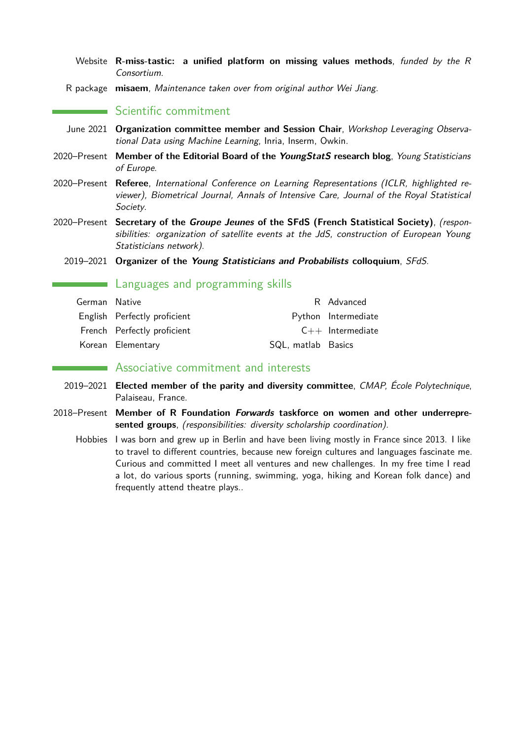Website **R-miss-tastic: a unified platform on missing values methods**, *funded by the R Consortium.*

R package **misaem**, *Maintenance taken over from original author Wei Jiang.*

## Scientific commitment

June 2021 **Organization committee member and Session Chair**, *Workshop Leveraging Observational Data using Machine Learning*, Inria, Inserm, Owkin.

2020–Present **Member of the Editorial Board of the *YoungStatS* research blog**, *Young Statisticians of Europe.*

2020–Present **Referee**, *International Conference on Learning Representations (ICLR, highlighted reviewer), Biometrical Journal, Annals of Intensive Care, Journal of the Royal Statistical Society.*

2020–Present **Secretary of the *Groupe Jeunes* of the SFdS (French Statistical Society)**, *(responsibilities: organization of satellite events at the JdS, construction of European Young Statisticians network).*

2019–2021 **Organizer of the *Young Statisticians and Probabilists* colloquium**, *SFdS.*

## Languages and programming skills

| | | | |
|---|---|---|---|
| German | Native | R | Advanced |
| English | Perfectly proficient | Python | Intermediate |
| French | Perfectly proficient | C++ | Intermediate |
| Korean | Elementary | SQL, matlab | Basics |

## Associative commitment and interests

2019–2021 **Elected member of the parity and diversity committee**, *CMAP, École Polytechnique*, Palaiseau, France.

2018–Present **Member of R Foundation *Forwards* taskforce on women and other underrepresented groups**, *(responsibilities: diversity scholarship coordination).*

Hobbies I was born and grew up in Berlin and have been living mostly in France since 2013. I like to travel to different countries, because new foreign cultures and languages fascinate me. Curious and committed I meet all ventures and new challenges. In my free time I read a lot, do various sports (running, swimming, yoga, hiking and Korean folk dance) and frequently attend theatre plays..